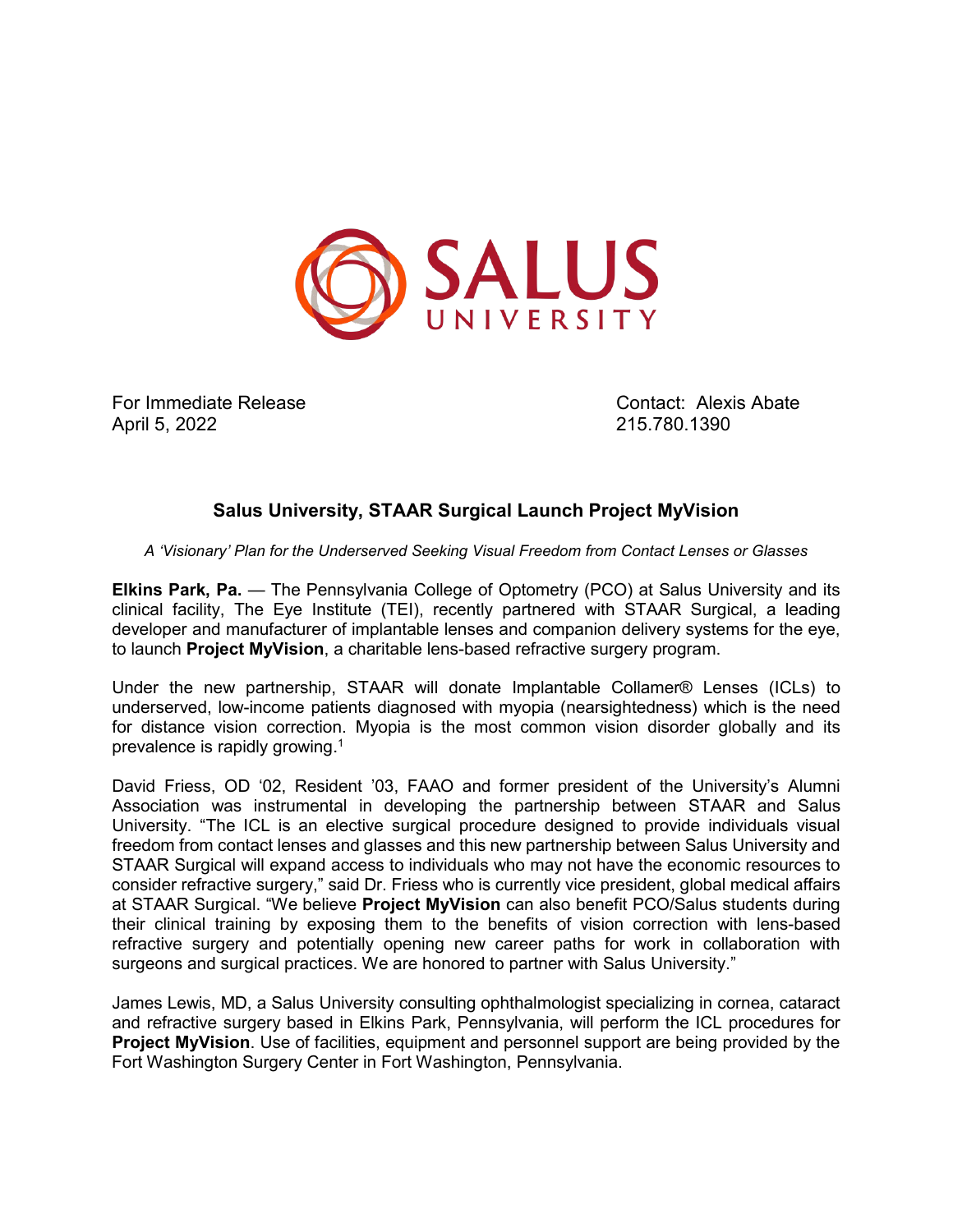SALUS UNIVERSITY

For Immediate Release
April 5, 2022

Contact: Alexis Abate
215.780.1390

## Salus University, STAAR Surgical Launch Project MyVision

*A 'Visionary' Plan for the Underserved Seeking Visual Freedom from Contact Lenses or Glasses*

**Elkins Park, Pa.** — The Pennsylvania College of Optometry (PCO) at Salus University and its clinical facility, The Eye Institute (TEI), recently partnered with STAAR Surgical, a leading developer and manufacturer of implantable lenses and companion delivery systems for the eye, to launch **Project MyVision**, a charitable lens-based refractive surgery program.

Under the new partnership, STAAR will donate Implantable Collamer® Lenses (ICLs) to underserved, low-income patients diagnosed with myopia (nearsightedness) which is the need for distance vision correction. Myopia is the most common vision disorder globally and its prevalence is rapidly growing.[1]

David Friess, OD '02, Resident '03, FAAO and former president of the University's Alumni Association was instrumental in developing the partnership between STAAR and Salus University. "The ICL is an elective surgical procedure designed to provide individuals visual freedom from contact lenses and glasses and this new partnership between Salus University and STAAR Surgical will expand access to individuals who may not have the economic resources to consider refractive surgery," said Dr. Friess who is currently vice president, global medical affairs at STAAR Surgical. "We believe **Project MyVision** can also benefit PCO/Salus students during their clinical training by exposing them to the benefits of vision correction with lens-based refractive surgery and potentially opening new career paths for work in collaboration with surgeons and surgical practices. We are honored to partner with Salus University."

James Lewis, MD, a Salus University consulting ophthalmologist specializing in cornea, cataract and refractive surgery based in Elkins Park, Pennsylvania, will perform the ICL procedures for **Project MyVision**. Use of facilities, equipment and personnel support are being provided by the Fort Washington Surgery Center in Fort Washington, Pennsylvania.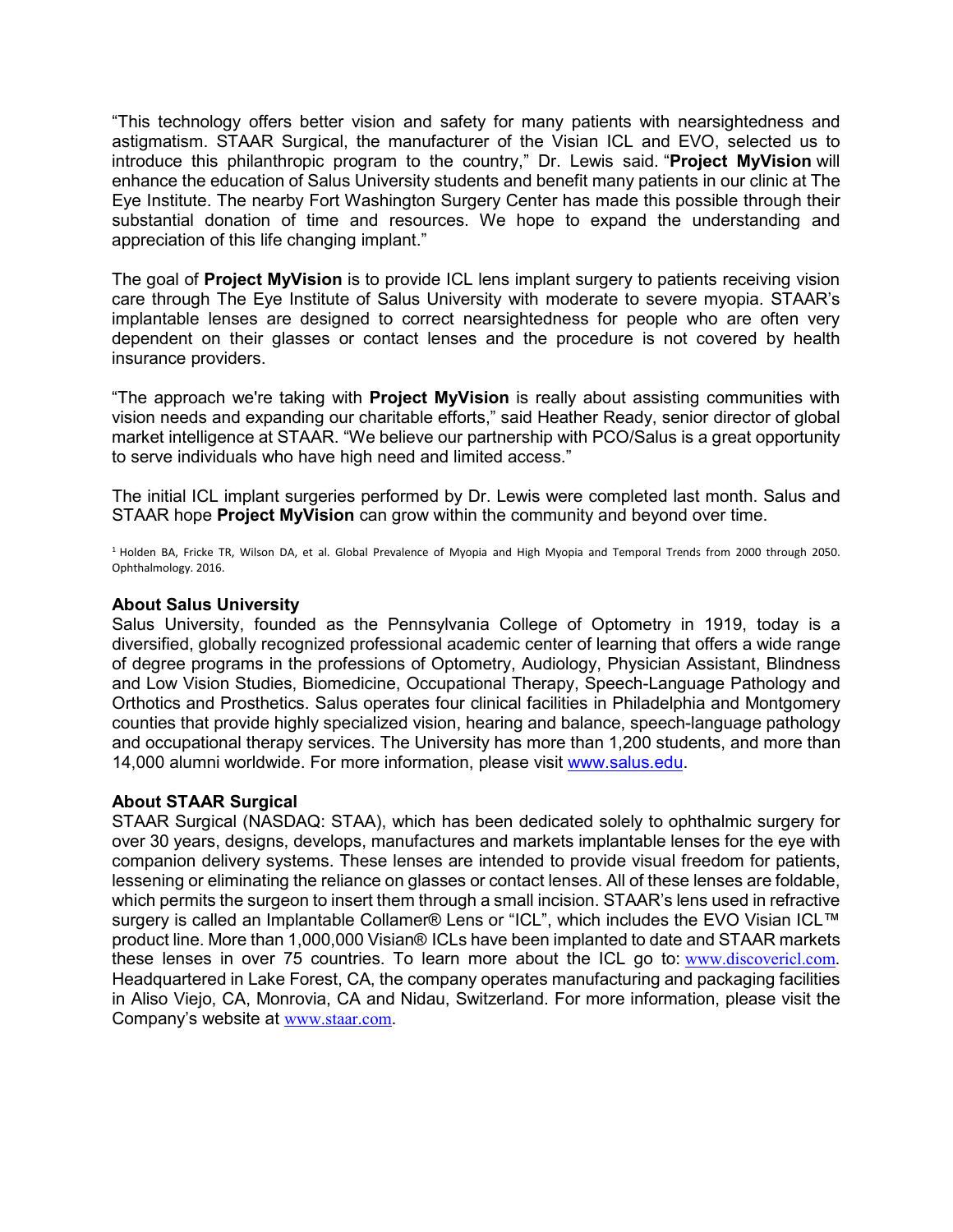"This technology offers better vision and safety for many patients with nearsightedness and astigmatism. STAAR Surgical, the manufacturer of the Visian ICL and EVO, selected us to introduce this philanthropic program to the country," Dr. Lewis said. "**Project MyVision** will enhance the education of Salus University students and benefit many patients in our clinic at The Eye Institute. The nearby Fort Washington Surgery Center has made this possible through their substantial donation of time and resources. We hope to expand the understanding and appreciation of this life changing implant."

The goal of **Project MyVision** is to provide ICL lens implant surgery to patients receiving vision care through The Eye Institute of Salus University with moderate to severe myopia. STAAR's implantable lenses are designed to correct nearsightedness for people who are often very dependent on their glasses or contact lenses and the procedure is not covered by health insurance providers.

"The approach we're taking with **Project MyVision** is really about assisting communities with vision needs and expanding our charitable efforts," said Heather Ready, senior director of global market intelligence at STAAR. "We believe our partnership with PCO/Salus is a great opportunity to serve individuals who have high need and limited access."

The initial ICL implant surgeries performed by Dr. Lewis were completed last month. Salus and STAAR hope **Project MyVision** can grow within the community and beyond over time.

[1] Holden BA, Fricke TR, Wilson DA, et al. Global Prevalence of Myopia and High Myopia and Temporal Trends from 2000 through 2050. Ophthalmology. 2016.

**About Salus University**

Salus University, founded as the Pennsylvania College of Optometry in 1919, today is a diversified, globally recognized professional academic center of learning that offers a wide range of degree programs in the professions of Optometry, Audiology, Physician Assistant, Blindness and Low Vision Studies, Biomedicine, Occupational Therapy, Speech-Language Pathology and Orthotics and Prosthetics. Salus operates four clinical facilities in Philadelphia and Montgomery counties that provide highly specialized vision, hearing and balance, speech-language pathology and occupational therapy services. The University has more than 1,200 students, and more than 14,000 alumni worldwide. For more information, please visit www.salus.edu.

**About STAAR Surgical**

STAAR Surgical (NASDAQ: STAA), which has been dedicated solely to ophthalmic surgery for over 30 years, designs, develops, manufactures and markets implantable lenses for the eye with companion delivery systems. These lenses are intended to provide visual freedom for patients, lessening or eliminating the reliance on glasses or contact lenses. All of these lenses are foldable, which permits the surgeon to insert them through a small incision. STAAR's lens used in refractive surgery is called an Implantable Collamer® Lens or "ICL", which includes the EVO Visian ICL™ product line. More than 1,000,000 Visian® ICLs have been implanted to date and STAAR markets these lenses in over 75 countries. To learn more about the ICL go to: www.discovericl.com. Headquartered in Lake Forest, CA, the company operates manufacturing and packaging facilities in Aliso Viejo, CA, Monrovia, CA and Nidau, Switzerland. For more information, please visit the Company's website at www.staar.com.